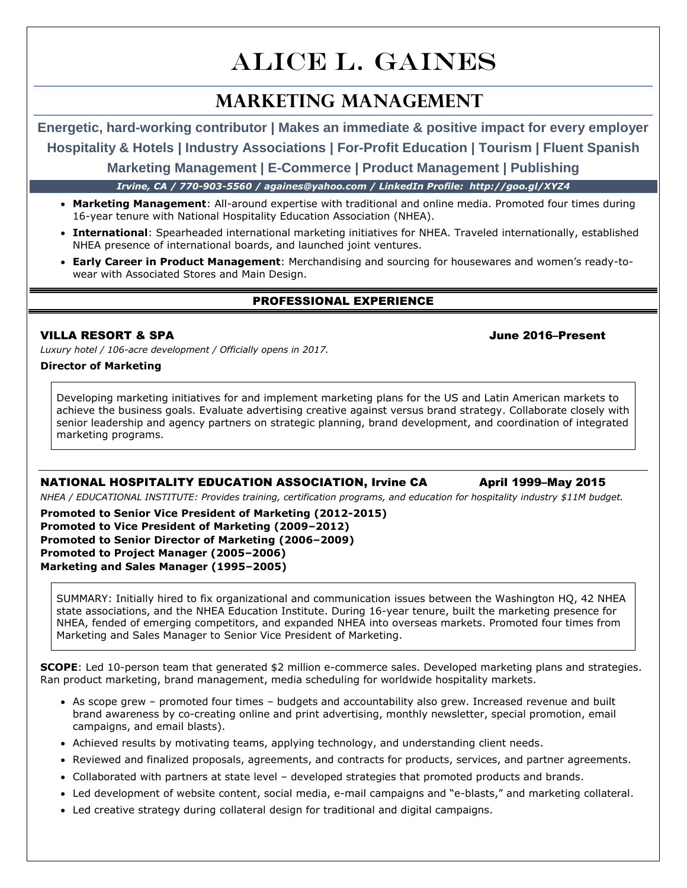# ALICE L. GAINES

## MARKETING MANAGEMENT

**Energetic, hard-working contributor | Makes an immediate & positive impact for every employer**

**Hospitality & Hotels | Industry Associations | For-Profit Education | Tourism | Fluent Spanish**

**Marketing Management | E-Commerce | Product Management | Publishing**

***Irvine, CA / 770-903-5560 / againes@yahoo.com / LinkedIn Profile: http://goo.gl/XYZ4***

- **Marketing Management**: All-around expertise with traditional and online media. Promoted four times during 16-year tenure with National Hospitality Education Association (NHEA).
- **International**: Spearheaded international marketing initiatives for NHEA. Traveled internationally, established NHEA presence of international boards, and launched joint ventures.
- **Early Career in Product Management**: Merchandising and sourcing for housewares and women's ready-to-wear with Associated Stores and Main Design.

## PROFESSIONAL EXPERIENCE

### VILLA RESORT & SPA — June 2016–Present

*Luxury hotel / 106-acre development / Officially opens in 2017.*

**Director of Marketing**

Developing marketing initiatives for and implement marketing plans for the US and Latin American markets to achieve the business goals. Evaluate advertising creative against versus brand strategy. Collaborate closely with senior leadership and agency partners on strategic planning, brand development, and coordination of integrated marketing programs.

### NATIONAL HOSPITALITY EDUCATION ASSOCIATION, Irvine CA — April 1999–May 2015

*NHEA / EDUCATIONAL INSTITUTE: Provides training, certification programs, and education for hospitality industry $11M budget.*

**Promoted to Senior Vice President of Marketing (2012-2015)**
**Promoted to Vice President of Marketing (2009–2012)**
**Promoted to Senior Director of Marketing (2006–2009)**
**Promoted to Project Manager (2005–2006)**
**Marketing and Sales Manager (1995–2005)**

SUMMARY: Initially hired to fix organizational and communication issues between the Washington HQ, 42 NHEA state associations, and the NHEA Education Institute. During 16-year tenure, built the marketing presence for NHEA, fended of emerging competitors, and expanded NHEA into overseas markets. Promoted four times from Marketing and Sales Manager to Senior Vice President of Marketing.

**SCOPE**: Led 10-person team that generated $2 million e-commerce sales. Developed marketing plans and strategies. Ran product marketing, brand management, media scheduling for worldwide hospitality markets.

- As scope grew – promoted four times – budgets and accountability also grew. Increased revenue and built brand awareness by co-creating online and print advertising, monthly newsletter, special promotion, email campaigns, and email blasts).
- Achieved results by motivating teams, applying technology, and understanding client needs.
- Reviewed and finalized proposals, agreements, and contracts for products, services, and partner agreements.
- Collaborated with partners at state level – developed strategies that promoted products and brands.
- Led development of website content, social media, e-mail campaigns and "e-blasts," and marketing collateral.
- Led creative strategy during collateral design for traditional and digital campaigns.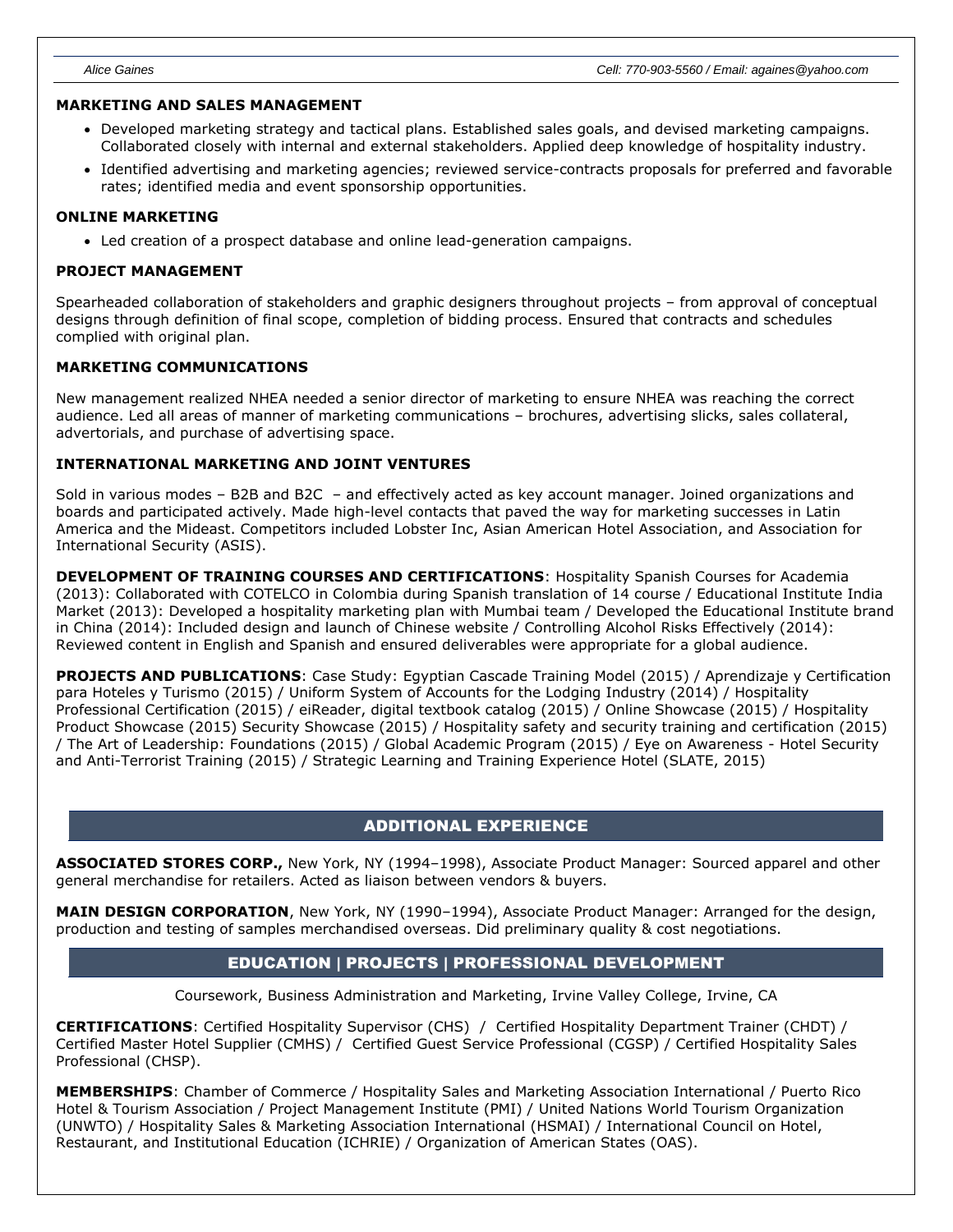**MARKETING AND SALES MANAGEMENT**

- Developed marketing strategy and tactical plans. Established sales goals, and devised marketing campaigns. Collaborated closely with internal and external stakeholders. Applied deep knowledge of hospitality industry.
- Identified advertising and marketing agencies; reviewed service-contracts proposals for preferred and favorable rates; identified media and event sponsorship opportunities.

**ONLINE MARKETING**

- Led creation of a prospect database and online lead-generation campaigns.

**PROJECT MANAGEMENT**

Spearheaded collaboration of stakeholders and graphic designers throughout projects – from approval of conceptual designs through definition of final scope, completion of bidding process. Ensured that contracts and schedules complied with original plan.

**MARKETING COMMUNICATIONS**

New management realized NHEA needed a senior director of marketing to ensure NHEA was reaching the correct audience. Led all areas of manner of marketing communications – brochures, advertising slicks, sales collateral, advertorials, and purchase of advertising space.

**INTERNATIONAL MARKETING AND JOINT VENTURES**

Sold in various modes – B2B and B2C – and effectively acted as key account manager. Joined organizations and boards and participated actively. Made high-level contacts that paved the way for marketing successes in Latin America and the Mideast. Competitors included Lobster Inc, Asian American Hotel Association, and Association for International Security (ASIS).

**DEVELOPMENT OF TRAINING COURSES AND CERTIFICATIONS**: Hospitality Spanish Courses for Academia (2013): Collaborated with COTELCO in Colombia during Spanish translation of 14 course / Educational Institute India Market (2013): Developed a hospitality marketing plan with Mumbai team / Developed the Educational Institute brand in China (2014): Included design and launch of Chinese website / Controlling Alcohol Risks Effectively (2014): Reviewed content in English and Spanish and ensured deliverables were appropriate for a global audience.

**PROJECTS AND PUBLICATIONS**: Case Study: Egyptian Cascade Training Model (2015) / Aprendizaje y Certification para Hoteles y Turismo (2015) / Uniform System of Accounts for the Lodging Industry (2014) / Hospitality Professional Certification (2015) / eiReader, digital textbook catalog (2015) / Online Showcase (2015) / Hospitality Product Showcase (2015) Security Showcase (2015) / Hospitality safety and security training and certification (2015) / The Art of Leadership: Foundations (2015) / Global Academic Program (2015) / Eye on Awareness - Hotel Security and Anti-Terrorist Training (2015) / Strategic Learning and Training Experience Hotel (SLATE, 2015)

## ADDITIONAL EXPERIENCE

**ASSOCIATED STORES CORP.,** New York, NY (1994–1998), Associate Product Manager: Sourced apparel and other general merchandise for retailers. Acted as liaison between vendors & buyers.

**MAIN DESIGN CORPORATION**, New York, NY (1990–1994), Associate Product Manager: Arranged for the design, production and testing of samples merchandised overseas. Did preliminary quality & cost negotiations.

## EDUCATION | PROJECTS | PROFESSIONAL DEVELOPMENT

Coursework, Business Administration and Marketing, Irvine Valley College, Irvine, CA

**CERTIFICATIONS**: Certified Hospitality Supervisor (CHS) / Certified Hospitality Department Trainer (CHDT) / Certified Master Hotel Supplier (CMHS) / Certified Guest Service Professional (CGSP) / Certified Hospitality Sales Professional (CHSP).

**MEMBERSHIPS**: Chamber of Commerce / Hospitality Sales and Marketing Association International / Puerto Rico Hotel & Tourism Association / Project Management Institute (PMI) / United Nations World Tourism Organization (UNWTO) / Hospitality Sales & Marketing Association International (HSMAI) / International Council on Hotel, Restaurant, and Institutional Education (ICHRIE) / Organization of American States (OAS).